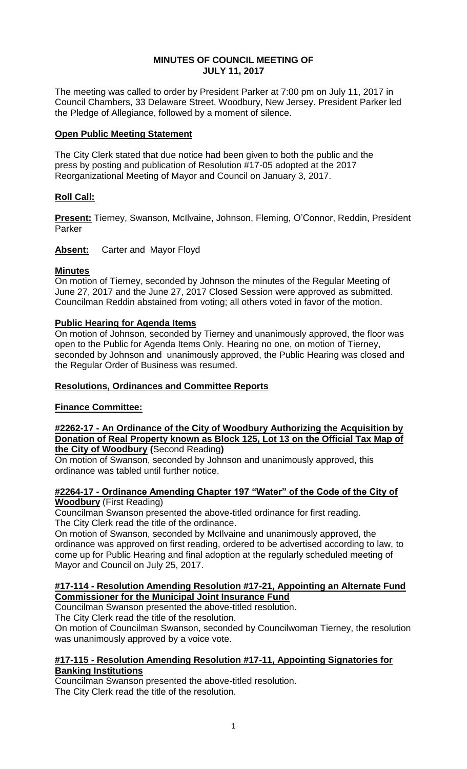# MINUTES OF COUNCIL MEETING OF JULY 11, 2017

The meeting was called to order by President Parker at 7:00 pm on July 11, 2017 in Council Chambers, 33 Delaware Street, Woodbury, New Jersey. President Parker led the Pledge of Allegiance, followed by a moment of silence.

## Open Public Meeting Statement

The City Clerk stated that due notice had been given to both the public and the press by posting and publication of Resolution #17-05 adopted at the 2017 Reorganizational Meeting of Mayor and Council on January 3, 2017.

## Roll Call:

**Present:** Tierney, Swanson, McIlvaine, Johnson, Fleming, O'Connor, Reddin, President Parker

**Absent:** Carter and Mayor Floyd

## Minutes

On motion of Tierney, seconded by Johnson the minutes of the Regular Meeting of June 27, 2017 and the June 27, 2017 Closed Session were approved as submitted. Councilman Reddin abstained from voting; all others voted in favor of the motion.

## Public Hearing for Agenda Items

On motion of Johnson, seconded by Tierney and unanimously approved, the floor was open to the Public for Agenda Items Only. Hearing no one, on motion of Tierney, seconded by Johnson and unanimously approved, the Public Hearing was closed and the Regular Order of Business was resumed.

## Resolutions, Ordinances and Committee Reports

## Finance Committee:

### #2262-17 - An Ordinance of the City of Woodbury Authorizing the Acquisition by Donation of Real Property known as Block 125, Lot 13 on the Official Tax Map of the City of Woodbury (Second Reading)

On motion of Swanson, seconded by Johnson and unanimously approved, this ordinance was tabled until further notice.

### #2264-17 - Ordinance Amending Chapter 197 "Water" of the Code of the City of Woodbury (First Reading)

Councilman Swanson presented the above-titled ordinance for first reading.
The City Clerk read the title of the ordinance.
On motion of Swanson, seconded by McIlvaine and unanimously approved, the ordinance was approved on first reading, ordered to be advertised according to law, to come up for Public Hearing and final adoption at the regularly scheduled meeting of Mayor and Council on July 25, 2017.

### #17-114 - Resolution Amending Resolution #17-21, Appointing an Alternate Fund Commissioner for the Municipal Joint Insurance Fund

Councilman Swanson presented the above-titled resolution.
The City Clerk read the title of the resolution.
On motion of Councilman Swanson, seconded by Councilwoman Tierney, the resolution was unanimously approved by a voice vote.

### #17-115 - Resolution Amending Resolution #17-11, Appointing Signatories for Banking Institutions

Councilman Swanson presented the above-titled resolution.
The City Clerk read the title of the resolution.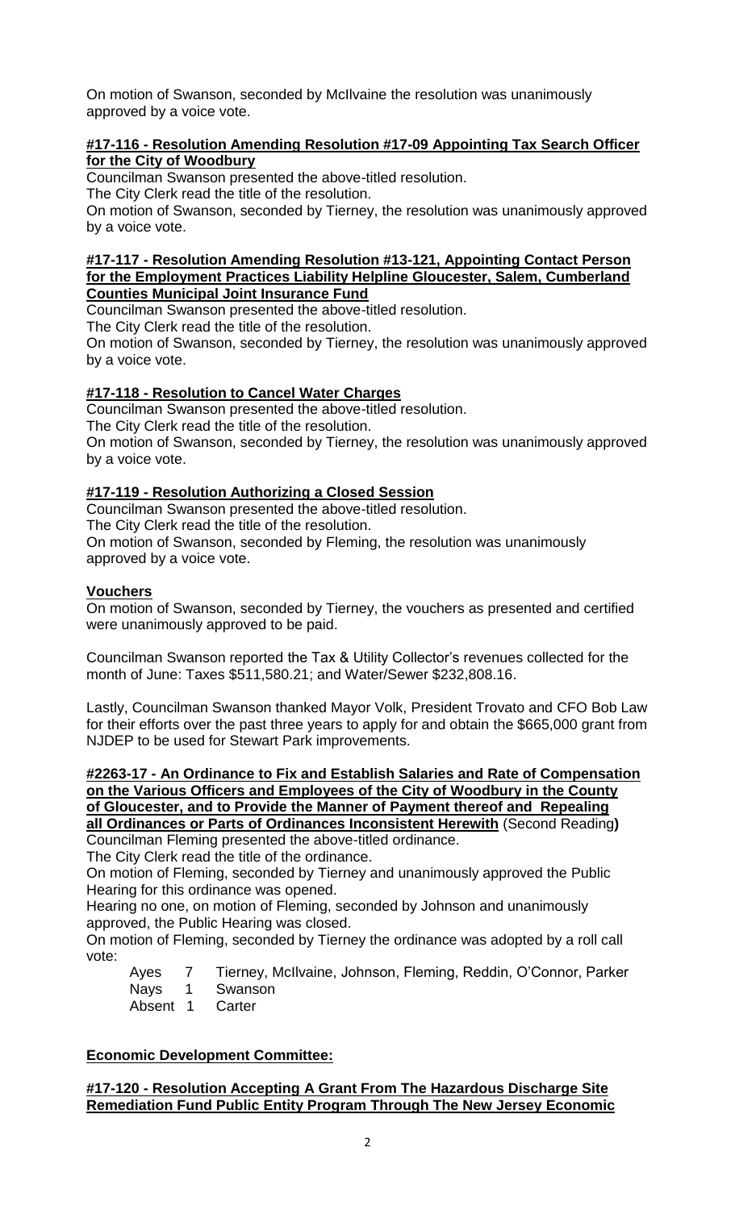On motion of Swanson, seconded by McIlvaine the resolution was unanimously approved by a voice vote.

**#17-116 - Resolution Amending Resolution #17-09 Appointing Tax Search Officer for the City of Woodbury**

Councilman Swanson presented the above-titled resolution.
The City Clerk read the title of the resolution.
On motion of Swanson, seconded by Tierney, the resolution was unanimously approved by a voice vote.

**#17-117 - Resolution Amending Resolution #13-121, Appointing Contact Person for the Employment Practices Liability Helpline Gloucester, Salem, Cumberland Counties Municipal Joint Insurance Fund**

Councilman Swanson presented the above-titled resolution.
The City Clerk read the title of the resolution.
On motion of Swanson, seconded by Tierney, the resolution was unanimously approved by a voice vote.

**#17-118 - Resolution to Cancel Water Charges**

Councilman Swanson presented the above-titled resolution.
The City Clerk read the title of the resolution.
On motion of Swanson, seconded by Tierney, the resolution was unanimously approved by a voice vote.

**#17-119 - Resolution Authorizing a Closed Session**

Councilman Swanson presented the above-titled resolution.
The City Clerk read the title of the resolution.
On motion of Swanson, seconded by Fleming, the resolution was unanimously approved by a voice vote.

**Vouchers**

On motion of Swanson, seconded by Tierney, the vouchers as presented and certified were unanimously approved to be paid.

Councilman Swanson reported the Tax & Utility Collector's revenues collected for the month of June: Taxes $511,580.21; and Water/Sewer $232,808.16.

Lastly, Councilman Swanson thanked Mayor Volk, President Trovato and CFO Bob Law for their efforts over the past three years to apply for and obtain the $665,000 grant from NJDEP to be used for Stewart Park improvements.

**#2263-17 - An Ordinance to Fix and Establish Salaries and Rate of Compensation on the Various Officers and Employees of the City of Woodbury in the County of Gloucester, and to Provide the Manner of Payment thereof and Repealing all Ordinances or Parts of Ordinances Inconsistent Herewith** (Second Reading**)**

Councilman Fleming presented the above-titled ordinance.
The City Clerk read the title of the ordinance.
On motion of Fleming, seconded by Tierney and unanimously approved the Public Hearing for this ordinance was opened.
Hearing no one, on motion of Fleming, seconded by Johnson and unanimously approved, the Public Hearing was closed.
On motion of Fleming, seconded by Tierney the ordinance was adopted by a roll call vote:

| | | |
|---|---|---|
| Ayes | 7 | Tierney, McIlvaine, Johnson, Fleming, Reddin, O'Connor, Parker |
| Nays | 1 | Swanson |
| Absent | 1 | Carter |

**Economic Development Committee:**

**#17-120 - Resolution Accepting A Grant From The Hazardous Discharge Site Remediation Fund Public Entity Program Through The New Jersey Economic**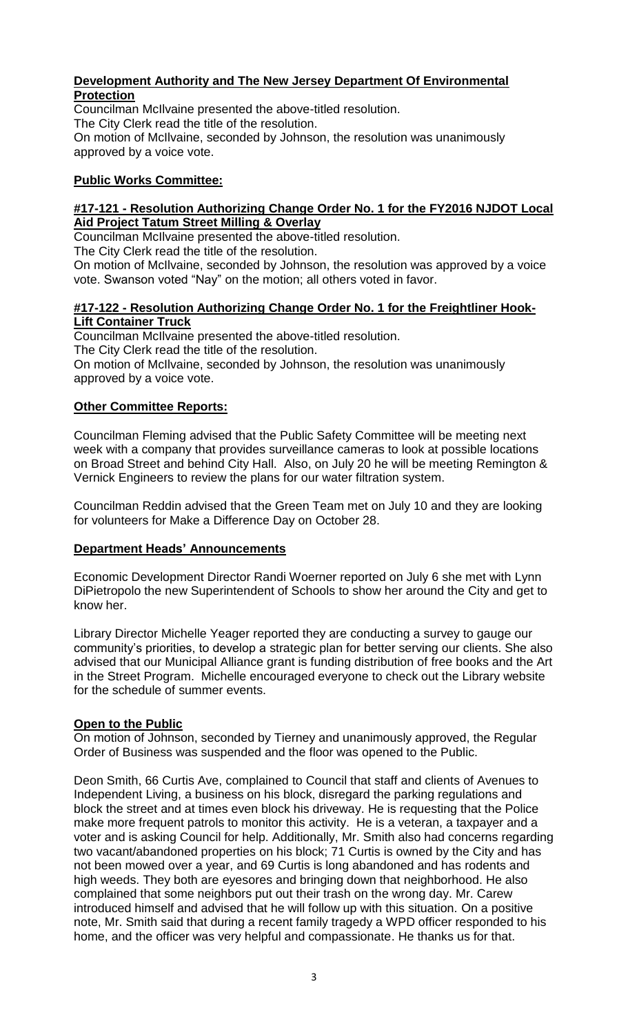**Development Authority and The New Jersey Department Of Environmental Protection**

Councilman McIlvaine presented the above-titled resolution.
The City Clerk read the title of the resolution.
On motion of McIlvaine, seconded by Johnson, the resolution was unanimously approved by a voice vote.

## **Public Works Committee:**

### **#17-121 - Resolution Authorizing Change Order No. 1 for the FY2016 NJDOT Local Aid Project Tatum Street Milling & Overlay**

Councilman McIlvaine presented the above-titled resolution.
The City Clerk read the title of the resolution.
On motion of McIlvaine, seconded by Johnson, the resolution was approved by a voice vote. Swanson voted "Nay" on the motion; all others voted in favor.

### **#17-122 - Resolution Authorizing Change Order No. 1 for the Freightliner Hook-Lift Container Truck**

Councilman McIlvaine presented the above-titled resolution.
The City Clerk read the title of the resolution.
On motion of McIlvaine, seconded by Johnson, the resolution was unanimously approved by a voice vote.

## **Other Committee Reports:**

Councilman Fleming advised that the Public Safety Committee will be meeting next week with a company that provides surveillance cameras to look at possible locations on Broad Street and behind City Hall. Also, on July 20 he will be meeting Remington & Vernick Engineers to review the plans for our water filtration system.

Councilman Reddin advised that the Green Team met on July 10 and they are looking for volunteers for Make a Difference Day on October 28.

## **Department Heads' Announcements**

Economic Development Director Randi Woerner reported on July 6 she met with Lynn DiPietropolo the new Superintendent of Schools to show her around the City and get to know her.

Library Director Michelle Yeager reported they are conducting a survey to gauge our community's priorities, to develop a strategic plan for better serving our clients. She also advised that our Municipal Alliance grant is funding distribution of free books and the Art in the Street Program. Michelle encouraged everyone to check out the Library website for the schedule of summer events.

## **Open to the Public**

On motion of Johnson, seconded by Tierney and unanimously approved, the Regular Order of Business was suspended and the floor was opened to the Public.

Deon Smith, 66 Curtis Ave, complained to Council that staff and clients of Avenues to Independent Living, a business on his block, disregard the parking regulations and block the street and at times even block his driveway. He is requesting that the Police make more frequent patrols to monitor this activity. He is a veteran, a taxpayer and a voter and is asking Council for help. Additionally, Mr. Smith also had concerns regarding two vacant/abandoned properties on his block; 71 Curtis is owned by the City and has not been mowed over a year, and 69 Curtis is long abandoned and has rodents and high weeds. They both are eyesores and bringing down that neighborhood. He also complained that some neighbors put out their trash on the wrong day. Mr. Carew introduced himself and advised that he will follow up with this situation. On a positive note, Mr. Smith said that during a recent family tragedy a WPD officer responded to his home, and the officer was very helpful and compassionate. He thanks us for that.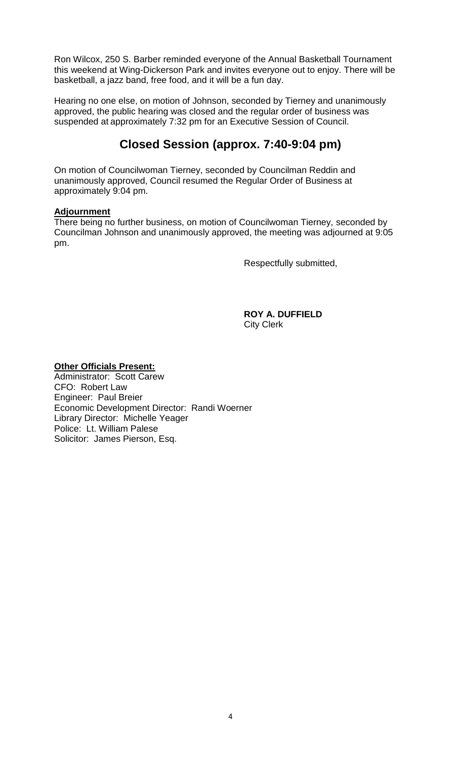Ron Wilcox, 250 S. Barber reminded everyone of the Annual Basketball Tournament this weekend at Wing-Dickerson Park and invites everyone out to enjoy. There will be basketball, a jazz band, free food, and it will be a fun day.

Hearing no one else, on motion of Johnson, seconded by Tierney and unanimously approved, the public hearing was closed and the regular order of business was suspended at approximately 7:32 pm for an Executive Session of Council.

## Closed Session (approx. 7:40-9:04 pm)

On motion of Councilwoman Tierney, seconded by Councilman Reddin and unanimously approved, Council resumed the Regular Order of Business at approximately 9:04 pm.

**Adjournment**

There being no further business, on motion of Councilwoman Tierney, seconded by Councilman Johnson and unanimously approved, the meeting was adjourned at 9:05 pm.

Respectfully submitted,

**ROY A. DUFFIELD**
City Clerk

**Other Officials Present:**

Administrator: Scott Carew
CFO: Robert Law
Engineer: Paul Breier
Economic Development Director: Randi Woerner
Library Director: Michelle Yeager
Police: Lt. William Palese
Solicitor: James Pierson, Esq.